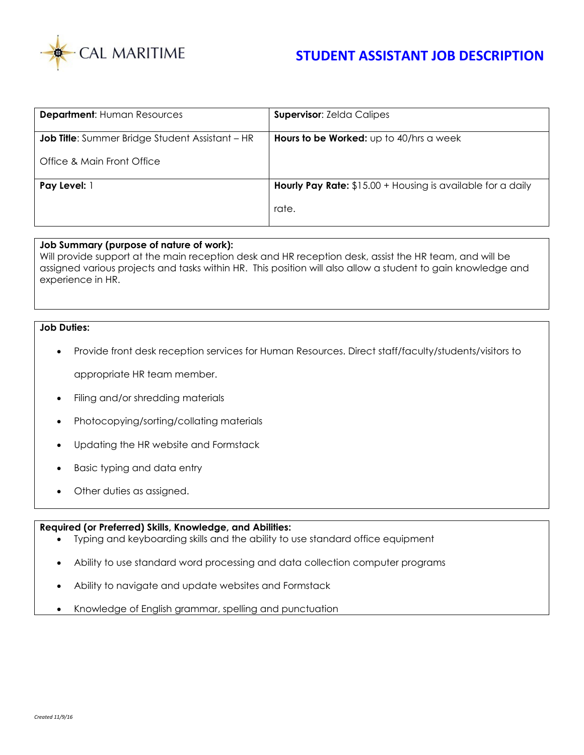CAL MARITIME

# STUDENT ASSISTANT JOB DESCRIPTION

| **Department**: Human Resources | **Supervisor**: Zelda Calipes |
|---|---|
| **Job Title**: Summer Bridge Student Assistant – HR Office & Main Front Office | **Hours to be Worked:** up to 40/hrs a week |
| **Pay Level:** 1 | **Hourly Pay Rate:** $15.00 + Housing is available for a daily rate. |

**Job Summary (purpose of nature of work):**
Will provide support at the main reception desk and HR reception desk, assist the HR team, and will be assigned various projects and tasks within HR. This position will also allow a student to gain knowledge and experience in HR.

**Job Duties:**

- Provide front desk reception services for Human Resources. Direct staff/faculty/students/visitors to appropriate HR team member.
- Filing and/or shredding materials
- Photocopying/sorting/collating materials
- Updating the HR website and Formstack
- Basic typing and data entry
- Other duties as assigned.

**Required (or Preferred) Skills, Knowledge, and Abilities:**

- Typing and keyboarding skills and the ability to use standard office equipment
- Ability to use standard word processing and data collection computer programs
- Ability to navigate and update websites and Formstack
- Knowledge of English grammar, spelling and punctuation

*Created 11/9/16*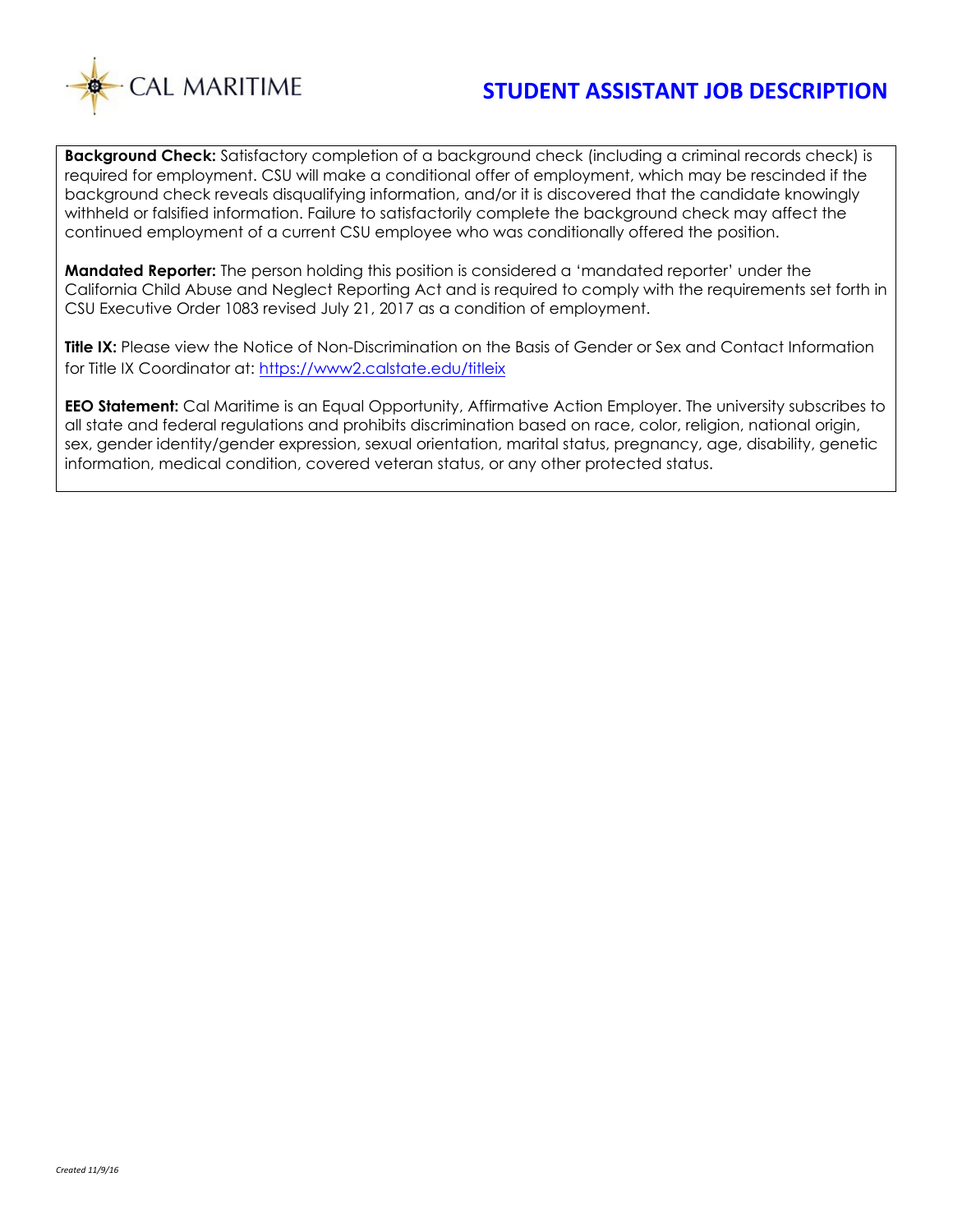**Background Check:** Satisfactory completion of a background check (including a criminal records check) is required for employment. CSU will make a conditional offer of employment, which may be rescinded if the background check reveals disqualifying information, and/or it is discovered that the candidate knowingly withheld or falsified information. Failure to satisfactorily complete the background check may affect the continued employment of a current CSU employee who was conditionally offered the position.

**Mandated Reporter:** The person holding this position is considered a 'mandated reporter' under the California Child Abuse and Neglect Reporting Act and is required to comply with the requirements set forth in CSU Executive Order 1083 revised July 21, 2017 as a condition of employment.

**Title IX:** Please view the Notice of Non-Discrimination on the Basis of Gender or Sex and Contact Information for Title IX Coordinator at: https://www2.calstate.edu/titleix

**EEO Statement:** Cal Maritime is an Equal Opportunity, Affirmative Action Employer. The university subscribes to all state and federal regulations and prohibits discrimination based on race, color, religion, national origin, sex, gender identity/gender expression, sexual orientation, marital status, pregnancy, age, disability, genetic information, medical condition, covered veteran status, or any other protected status.